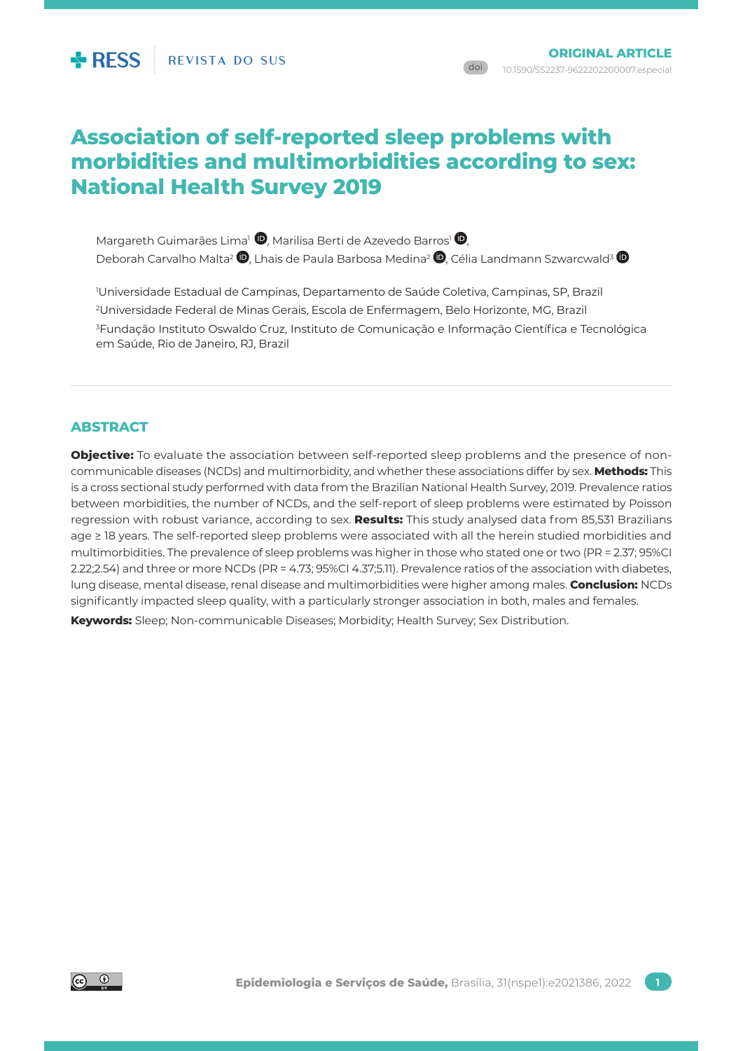ORIGINAL ARTICLE

doi 10.1590/S2237-9622202200007.especial

# Association of self-reported sleep problems with morbidities and multimorbidities according to sex: National Health Survey 2019

Margareth Guimarães Lima[1], Marilisa Berti de Azevedo Barros[1], Deborah Carvalho Malta[2], Lhais de Paula Barbosa Medina[2], Célia Landmann Szwarcwald[3]

[1]Universidade Estadual de Campinas, Departamento de Saúde Coletiva, Campinas, SP, Brazil

[2]Universidade Federal de Minas Gerais, Escola de Enfermagem, Belo Horizonte, MG, Brazil

[3]Fundação Instituto Oswaldo Cruz, Instituto de Comunicação e Informação Científica e Tecnológica em Saúde, Rio de Janeiro, RJ, Brazil

## ABSTRACT

**Objective:** To evaluate the association between self-reported sleep problems and the presence of non-communicable diseases (NCDs) and multimorbidity, and whether these associations differ by sex. **Methods:** This is a cross sectional study performed with data from the Brazilian National Health Survey, 2019. Prevalence ratios between morbidities, the number of NCDs, and the self-report of sleep problems were estimated by Poisson regression with robust variance, according to sex. **Results:** This study analysed data from 85,531 Brazilians age ≥ 18 years. The self-reported sleep problems were associated with all the herein studied morbidities and multimorbidities. The prevalence of sleep problems was higher in those who stated one or two (PR = 2.37; 95%CI 2.22;2.54) and three or more NCDs (PR = 4.73; 95%CI 4.37;5.11). Prevalence ratios of the association with diabetes, lung disease, mental disease, renal disease and multimorbidities were higher among males. **Conclusion:** NCDs significantly impacted sleep quality, with a particularly stronger association in both, males and females.

**Keywords:** Sleep; Non-communicable Diseases; Morbidity; Health Survey; Sex Distribution.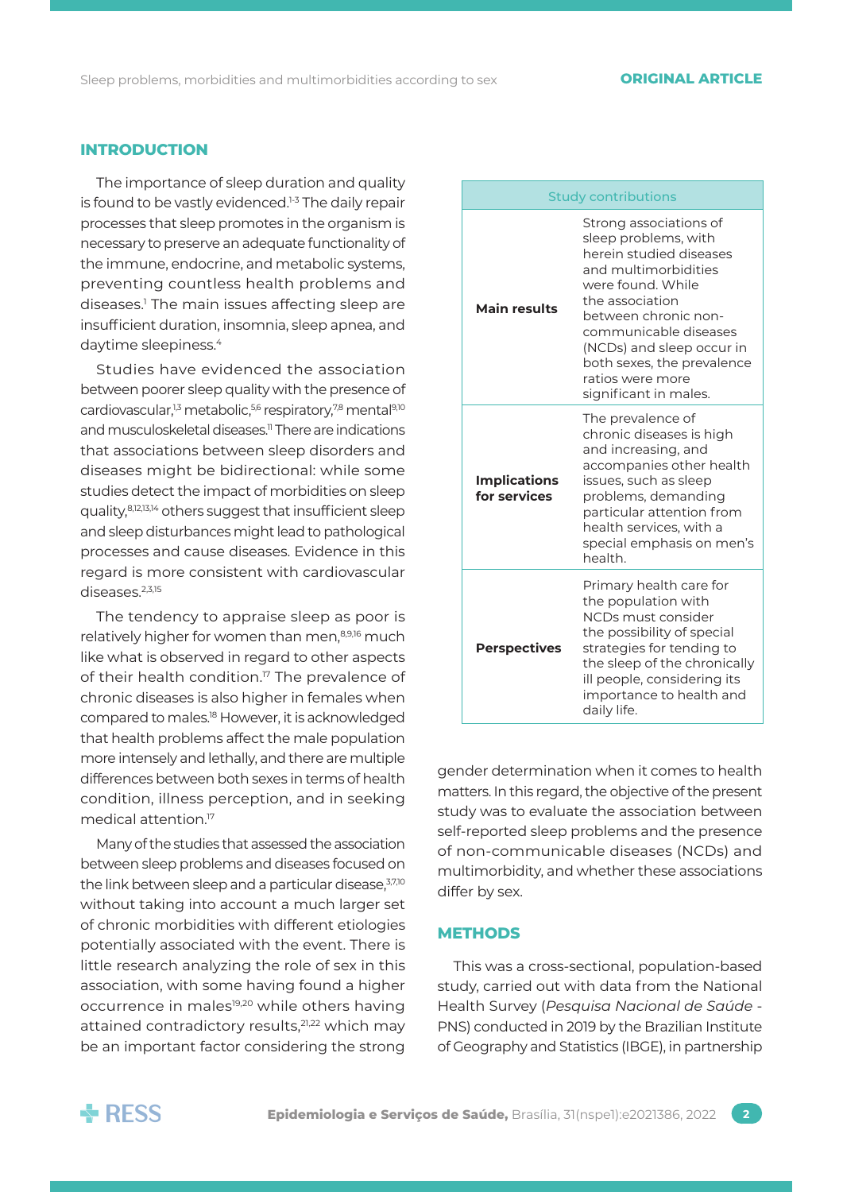## INTRODUCTION

The importance of sleep duration and quality is found to be vastly evidenced.[1-3] The daily repair processes that sleep promotes in the organism is necessary to preserve an adequate functionality of the immune, endocrine, and metabolic systems, preventing countless health problems and diseases.[1] The main issues affecting sleep are insufficient duration, insomnia, sleep apnea, and daytime sleepiness.[4]

Studies have evidenced the association between poorer sleep quality with the presence of cardiovascular,[1,3] metabolic,[5,6] respiratory,[7,8] mental[9,10] and musculoskeletal diseases.[11] There are indications that associations between sleep disorders and diseases might be bidirectional: while some studies detect the impact of morbidities on sleep quality,[8,12,13,14] others suggest that insufficient sleep and sleep disturbances might lead to pathological processes and cause diseases. Evidence in this regard is more consistent with cardiovascular diseases.[2,3,15]

The tendency to appraise sleep as poor is relatively higher for women than men,[8,9,16] much like what is observed in regard to other aspects of their health condition.[17] The prevalence of chronic diseases is also higher in females when compared to males.[18] However, it is acknowledged that health problems affect the male population more intensely and lethally, and there are multiple differences between both sexes in terms of health condition, illness perception, and in seeking medical attention.[17]

Many of the studies that assessed the association between sleep problems and diseases focused on the link between sleep and a particular disease,[3,7,10] without taking into account a much larger set of chronic morbidities with different etiologies potentially associated with the event. There is little research analyzing the role of sex in this association, with some having found a higher occurrence in males[19,20] while others having attained contradictory results,[21,22] which may be an important factor considering the strong gender determination when it comes to health matters. In this regard, the objective of the present study was to evaluate the association between self-reported sleep problems and the presence of non-communicable diseases (NCDs) and multimorbidity, and whether these associations differ by sex.

| Study contributions | |
|---|---|
| **Main results** | Strong associations of sleep problems, with herein studied diseases and multimorbidities were found. While the association between chronic non-communicable diseases (NCDs) and sleep occur in both sexes, the prevalence ratios were more significant in males. |
| **Implications for services** | The prevalence of chronic diseases is high and increasing, and accompanies other health issues, such as sleep problems, demanding particular attention from health services, with a special emphasis on men's health. |
| **Perspectives** | Primary health care for the population with NCDs must consider the possibility of special strategies for tending to the sleep of the chronically ill people, considering its importance to health and daily life. |

## METHODS

This was a cross-sectional, population-based study, carried out with data from the National Health Survey (*Pesquisa Nacional de Saúde* - PNS) conducted in 2019 by the Brazilian Institute of Geography and Statistics (IBGE), in partnership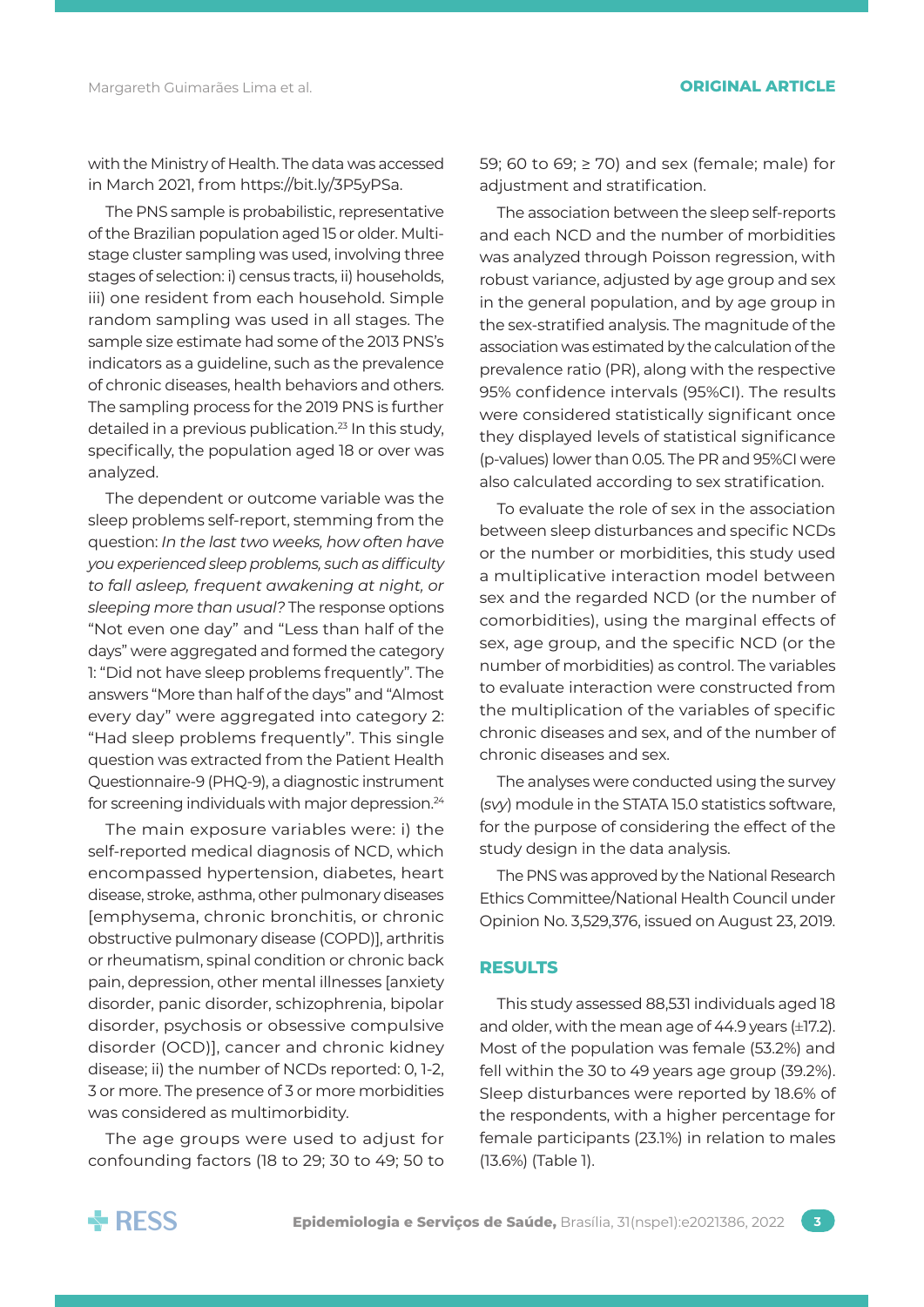with the Ministry of Health. The data was accessed in March 2021, from https://bit.ly/3P5yPSa.

The PNS sample is probabilistic, representative of the Brazilian population aged 15 or older. Multi-stage cluster sampling was used, involving three stages of selection: i) census tracts, ii) households, iii) one resident from each household. Simple random sampling was used in all stages. The sample size estimate had some of the 2013 PNS's indicators as a guideline, such as the prevalence of chronic diseases, health behaviors and others. The sampling process for the 2019 PNS is further detailed in a previous publication.[23] In this study, specifically, the population aged 18 or over was analyzed.

The dependent or outcome variable was the sleep problems self-report, stemming from the question: *In the last two weeks, how often have you experienced sleep problems, such as difficulty to fall asleep, frequent awakening at night, or sleeping more than usual?* The response options "Not even one day" and "Less than half of the days" were aggregated and formed the category 1: "Did not have sleep problems frequently". The answers "More than half of the days" and "Almost every day" were aggregated into category 2: "Had sleep problems frequently". This single question was extracted from the Patient Health Questionnaire-9 (PHQ-9), a diagnostic instrument for screening individuals with major depression.[24]

The main exposure variables were: i) the self-reported medical diagnosis of NCD, which encompassed hypertension, diabetes, heart disease, stroke, asthma, other pulmonary diseases [emphysema, chronic bronchitis, or chronic obstructive pulmonary disease (COPD)], arthritis or rheumatism, spinal condition or chronic back pain, depression, other mental illnesses [anxiety disorder, panic disorder, schizophrenia, bipolar disorder, psychosis or obsessive compulsive disorder (OCD)], cancer and chronic kidney disease; ii) the number of NCDs reported: 0, 1-2, 3 or more. The presence of 3 or more morbidities was considered as multimorbidity.

The age groups were used to adjust for confounding factors (18 to 29; 30 to 49; 50 to 59; 60 to 69; ≥ 70) and sex (female; male) for adjustment and stratification.

The association between the sleep self-reports and each NCD and the number of morbidities was analyzed through Poisson regression, with robust variance, adjusted by age group and sex in the general population, and by age group in the sex-stratified analysis. The magnitude of the association was estimated by the calculation of the prevalence ratio (PR), along with the respective 95% confidence intervals (95%CI). The results were considered statistically significant once they displayed levels of statistical significance (p-values) lower than 0.05. The PR and 95%CI were also calculated according to sex stratification.

To evaluate the role of sex in the association between sleep disturbances and specific NCDs or the number or morbidities, this study used a multiplicative interaction model between sex and the regarded NCD (or the number of comorbidities), using the marginal effects of sex, age group, and the specific NCD (or the number of morbidities) as control. The variables to evaluate interaction were constructed from the multiplication of the variables of specific chronic diseases and sex, and of the number of chronic diseases and sex.

The analyses were conducted using the survey (*svy*) module in the STATA 15.0 statistics software, for the purpose of considering the effect of the study design in the data analysis.

The PNS was approved by the National Research Ethics Committee/National Health Council under Opinion No. 3,529,376, issued on August 23, 2019.

## RESULTS

This study assessed 88,531 individuals aged 18 and older, with the mean age of 44.9 years (±17.2). Most of the population was female (53.2%) and fell within the 30 to 49 years age group (39.2%). Sleep disturbances were reported by 18.6% of the respondents, with a higher percentage for female participants (23.1%) in relation to males (13.6%) (Table 1).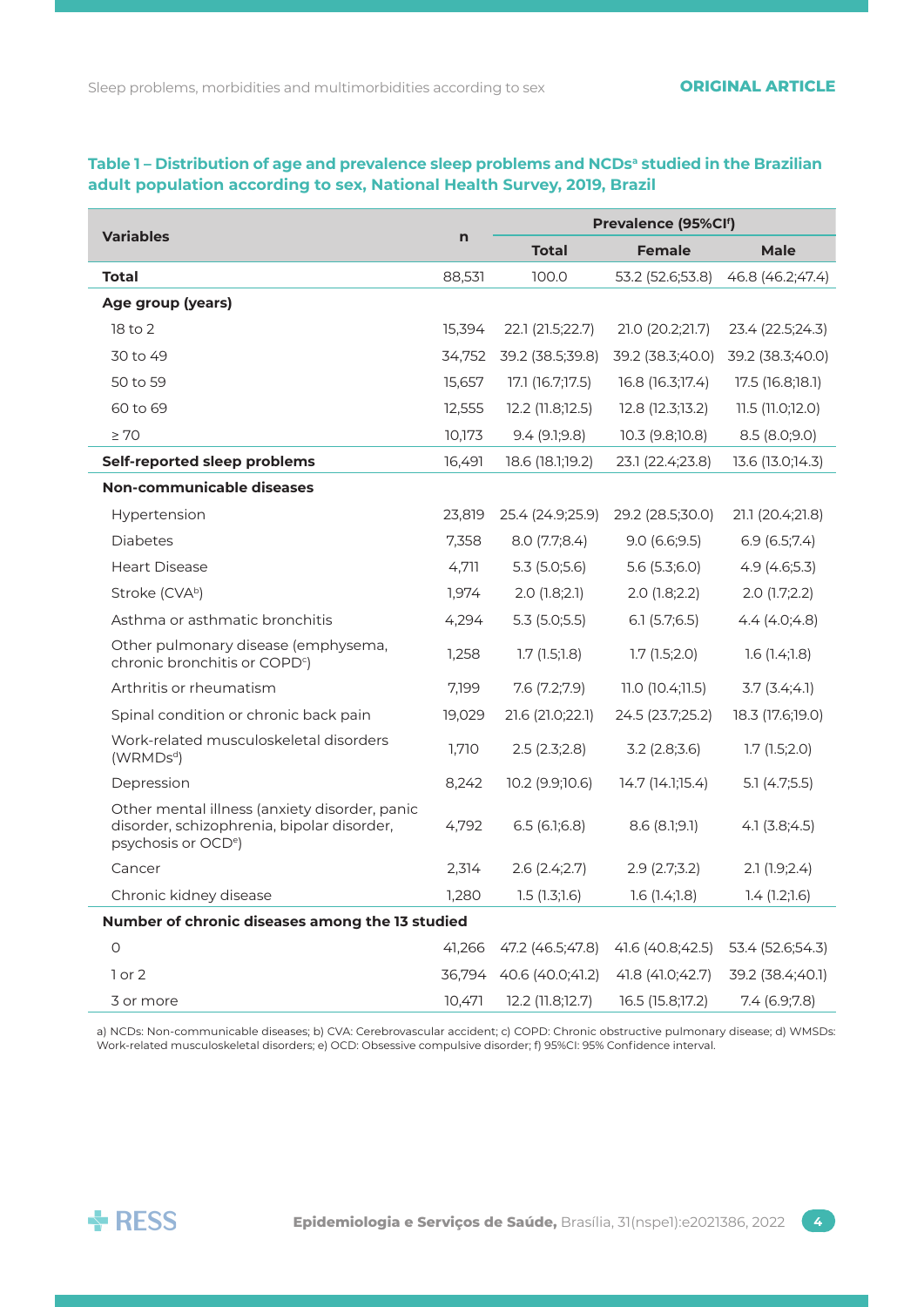**Table 1 – Distribution of age and prevalence sleep problems and NCDs[a] studied in the Brazilian adult population according to sex, National Health Survey, 2019, Brazil**

| Variables | n | Prevalence (95%CI[f]) | | |
|---|---|---|---|---|
| | | Total | Female | Male |
| **Total** | 88,531 | 100.0 | 53.2 (52.6;53.8) | 46.8 (46.2;47.4) |
| **Age group (years)** | | | | |
| 18 to 2 | 15,394 | 22.1 (21.5;22.7) | 21.0 (20.2;21.7) | 23.4 (22.5;24.3) |
| 30 to 49 | 34,752 | 39.2 (38.5;39.8) | 39.2 (38.3;40.0) | 39.2 (38.3;40.0) |
| 50 to 59 | 15,657 | 17.1 (16.7;17.5) | 16.8 (16.3;17.4) | 17.5 (16.8;18.1) |
| 60 to 69 | 12,555 | 12.2 (11.8;12.5) | 12.8 (12.3;13.2) | 11.5 (11.0;12.0) |
| ≥ 70 | 10,173 | 9.4 (9.1;9.8) | 10.3 (9.8;10.8) | 8.5 (8.0;9.0) |
| **Self-reported sleep problems** | 16,491 | 18.6 (18.1;19.2) | 23.1 (22.4;23.8) | 13.6 (13.0;14.3) |
| **Non-communicable diseases** | | | | |
| Hypertension | 23,819 | 25.4 (24.9;25.9) | 29.2 (28.5;30.0) | 21.1 (20.4;21.8) |
| Diabetes | 7,358 | 8.0 (7.7;8.4) | 9.0 (6.6;9.5) | 6.9 (6.5;7.4) |
| Heart Disease | 4,711 | 5.3 (5.0;5.6) | 5.6 (5.3;6.0) | 4.9 (4.6;5.3) |
| Stroke (CVA[b]) | 1,974 | 2.0 (1.8;2.1) | 2.0 (1.8;2.2) | 2.0 (1.7;2.2) |
| Asthma or asthmatic bronchitis | 4,294 | 5.3 (5.0;5.5) | 6.1 (5.7;6.5) | 4.4 (4.0;4.8) |
| Other pulmonary disease (emphysema, chronic bronchitis or COPD[c]) | 1,258 | 1.7 (1.5;1.8) | 1.7 (1.5;2.0) | 1.6 (1.4;1.8) |
| Arthritis or rheumatism | 7,199 | 7.6 (7.2;7.9) | 11.0 (10.4;11.5) | 3.7 (3.4;4.1) |
| Spinal condition or chronic back pain | 19,029 | 21.6 (21.0;22.1) | 24.5 (23.7;25.2) | 18.3 (17.6;19.0) |
| Work-related musculoskeletal disorders (WRMDs[d]) | 1,710 | 2.5 (2.3;2.8) | 3.2 (2.8;3.6) | 1.7 (1.5;2.0) |
| Depression | 8,242 | 10.2 (9.9;10.6) | 14.7 (14.1;15.4) | 5.1 (4.7;5.5) |
| Other mental illness (anxiety disorder, panic disorder, schizophrenia, bipolar disorder, psychosis or OCD[e]) | 4,792 | 6.5 (6.1;6.8) | 8.6 (8.1;9.1) | 4.1 (3.8;4.5) |
| Cancer | 2,314 | 2.6 (2.4;2.7) | 2.9 (2.7;3.2) | 2.1 (1.9;2.4) |
| Chronic kidney disease | 1,280 | 1.5 (1.3;1.6) | 1.6 (1.4;1.8) | 1.4 (1.2;1.6) |
| **Number of chronic diseases among the 13 studied** | | | | |
| 0 | 41,266 | 47.2 (46.5;47.8) | 41.6 (40.8;42.5) | 53.4 (52.6;54.3) |
| 1 or 2 | 36,794 | 40.6 (40.0;41.2) | 41.8 (41.0;42.7) | 39.2 (38.4;40.1) |
| 3 or more | 10,471 | 12.2 (11.8;12.7) | 16.5 (15.8;17.2) | 7.4 (6.9;7.8) |

a) NCDs: Non-communicable diseases; b) CVA: Cerebrovascular accident; c) COPD: Chronic obstructive pulmonary disease; d) WMSDs: Work-related musculoskeletal disorders; e) OCD: Obsessive compulsive disorder; f) 95%CI: 95% Confidence interval.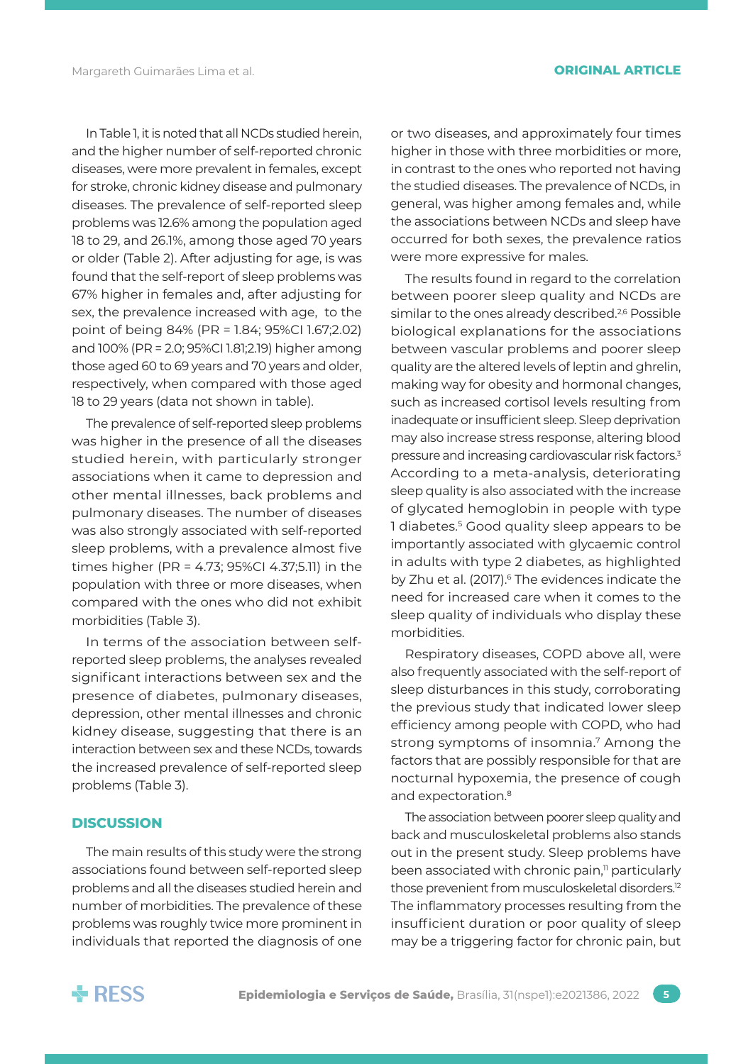In Table 1, it is noted that all NCDs studied herein, and the higher number of self-reported chronic diseases, were more prevalent in females, except for stroke, chronic kidney disease and pulmonary diseases. The prevalence of self-reported sleep problems was 12.6% among the population aged 18 to 29, and 26.1%, among those aged 70 years or older (Table 2). After adjusting for age, is was found that the self-report of sleep problems was 67% higher in females and, after adjusting for sex, the prevalence increased with age, to the point of being 84% (PR = 1.84; 95%CI 1.67;2.02) and 100% (PR = 2.0; 95%CI 1.81;2.19) higher among those aged 60 to 69 years and 70 years and older, respectively, when compared with those aged 18 to 29 years (data not shown in table).

The prevalence of self-reported sleep problems was higher in the presence of all the diseases studied herein, with particularly stronger associations when it came to depression and other mental illnesses, back problems and pulmonary diseases. The number of diseases was also strongly associated with self-reported sleep problems, with a prevalence almost five times higher (PR = 4.73; 95%CI 4.37;5.11) in the population with three or more diseases, when compared with the ones who did not exhibit morbidities (Table 3).

In terms of the association between self-reported sleep problems, the analyses revealed significant interactions between sex and the presence of diabetes, pulmonary diseases, depression, other mental illnesses and chronic kidney disease, suggesting that there is an interaction between sex and these NCDs, towards the increased prevalence of self-reported sleep problems (Table 3).

## DISCUSSION

The main results of this study were the strong associations found between self-reported sleep problems and all the diseases studied herein and number of morbidities. The prevalence of these problems was roughly twice more prominent in individuals that reported the diagnosis of one or two diseases, and approximately four times higher in those with three morbidities or more, in contrast to the ones who reported not having the studied diseases. The prevalence of NCDs, in general, was higher among females and, while the associations between NCDs and sleep have occurred for both sexes, the prevalence ratios were more expressive for males.

The results found in regard to the correlation between poorer sleep quality and NCDs are similar to the ones already described.[2,6] Possible biological explanations for the associations between vascular problems and poorer sleep quality are the altered levels of leptin and ghrelin, making way for obesity and hormonal changes, such as increased cortisol levels resulting from inadequate or insufficient sleep. Sleep deprivation may also increase stress response, altering blood pressure and increasing cardiovascular risk factors.[3] According to a meta-analysis, deteriorating sleep quality is also associated with the increase of glycated hemoglobin in people with type 1 diabetes.[5] Good quality sleep appears to be importantly associated with glycaemic control in adults with type 2 diabetes, as highlighted by Zhu et al. (2017).[6] The evidences indicate the need for increased care when it comes to the sleep quality of individuals who display these morbidities.

Respiratory diseases, COPD above all, were also frequently associated with the self-report of sleep disturbances in this study, corroborating the previous study that indicated lower sleep efficiency among people with COPD, who had strong symptoms of insomnia.[7] Among the factors that are possibly responsible for that are nocturnal hypoxemia, the presence of cough and expectoration.[8]

The association between poorer sleep quality and back and musculoskeletal problems also stands out in the present study. Sleep problems have been associated with chronic pain,[11] particularly those prevenient from musculoskeletal disorders.[12] The inflammatory processes resulting from the insufficient duration or poor quality of sleep may be a triggering factor for chronic pain, but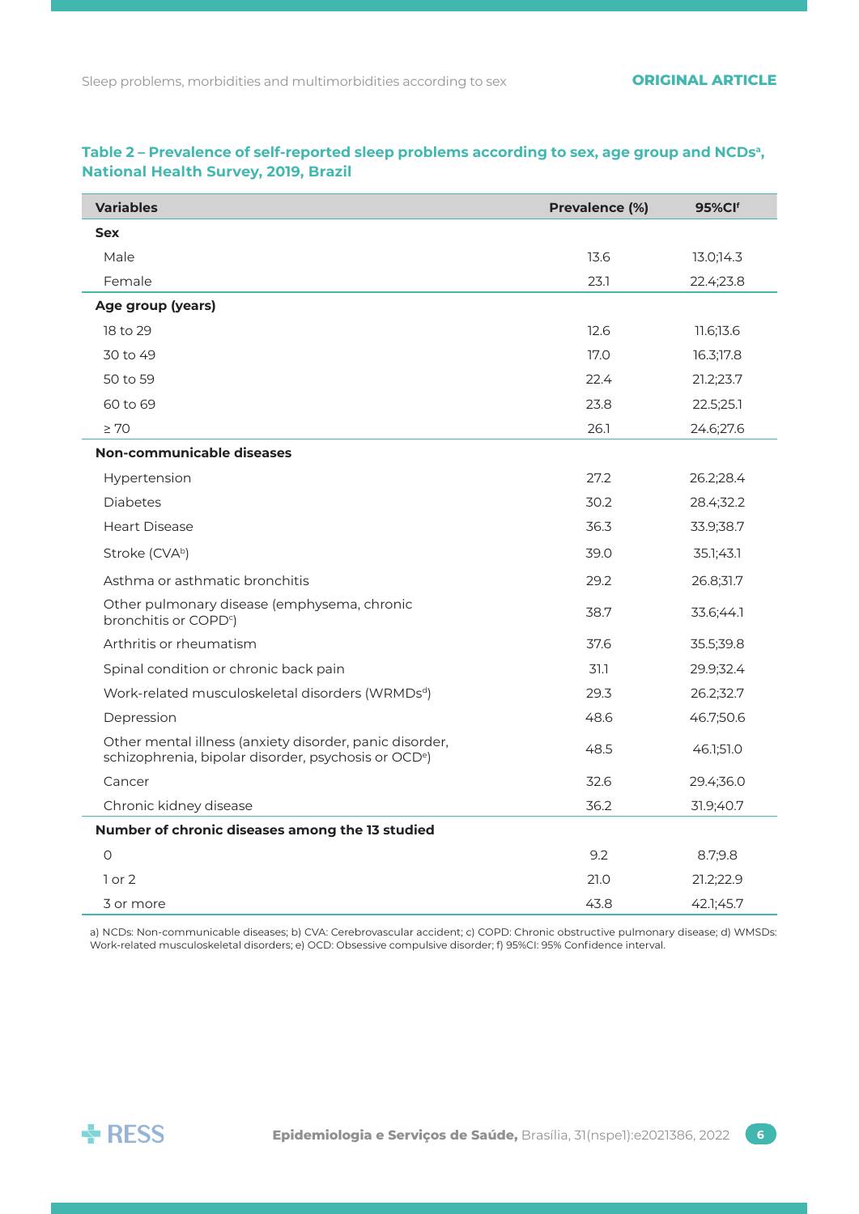**Table 2 – Prevalence of self-reported sleep problems according to sex, age group and NCDs[a], National Health Survey, 2019, Brazil**

| Variables | Prevalence (%) | 95%CI[f] |
|---|---|---|
| **Sex** | | |
| Male | 13.6 | 13.0;14.3 |
| Female | 23.1 | 22.4;23.8 |
| **Age group (years)** | | |
| 18 to 29 | 12.6 | 11.6;13.6 |
| 30 to 49 | 17.0 | 16.3;17.8 |
| 50 to 59 | 22.4 | 21.2;23.7 |
| 60 to 69 | 23.8 | 22.5;25.1 |
| ≥ 70 | 26.1 | 24.6;27.6 |
| **Non-communicable diseases** | | |
| Hypertension | 27.2 | 26.2;28.4 |
| Diabetes | 30.2 | 28.4;32.2 |
| Heart Disease | 36.3 | 33.9;38.7 |
| Stroke (CVA[b]) | 39.0 | 35.1;43.1 |
| Asthma or asthmatic bronchitis | 29.2 | 26.8;31.7 |
| Other pulmonary disease (emphysema, chronic bronchitis or COPD[c]) | 38.7 | 33.6;44.1 |
| Arthritis or rheumatism | 37.6 | 35.5;39.8 |
| Spinal condition or chronic back pain | 31.1 | 29.9;32.4 |
| Work-related musculoskeletal disorders (WRMDs[d]) | 29.3 | 26.2;32.7 |
| Depression | 48.6 | 46.7;50.6 |
| Other mental illness (anxiety disorder, panic disorder, schizophrenia, bipolar disorder, psychosis or OCD[e]) | 48.5 | 46.1;51.0 |
| Cancer | 32.6 | 29.4;36.0 |
| Chronic kidney disease | 36.2 | 31.9;40.7 |
| **Number of chronic diseases among the 13 studied** | | |
| 0 | 9.2 | 8.7;9.8 |
| 1 or 2 | 21.0 | 21.2;22.9 |
| 3 or more | 43.8 | 42.1;45.7 |

a) NCDs: Non-communicable diseases; b) CVA: Cerebrovascular accident; c) COPD: Chronic obstructive pulmonary disease; d) WMSDs: Work-related musculoskeletal disorders; e) OCD: Obsessive compulsive disorder; f) 95%CI: 95% Confidence interval.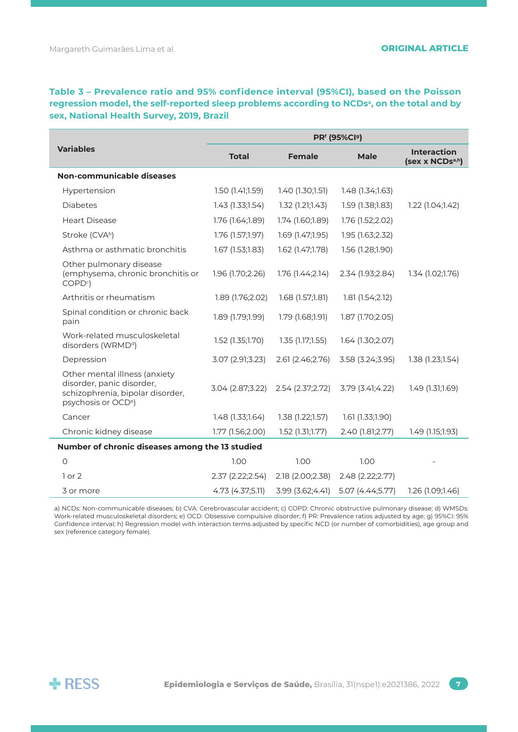**Table 3 – Prevalence ratio and 95% confidence interval (95%CI), based on the Poisson regression model, the self-reported sleep problems according to NCDs[a], on the total and by sex, National Health Survey, 2019, Brazil**

| Variables | PR[f] (95%CI[g]) | | | |
|---|---|---|---|---|
| | Total | Female | Male | Interaction (sex x NCDs[a,h]) |
| **Non-communicable diseases** | | | | |
| Hypertension | 1.50 (1.41;1.59) | 1.40 (1.30;1.51) | 1.48 (1.34;1.63) | |
| Diabetes | 1.43 (1.33;1.54) | 1.32 (1.21;1.43) | 1.59 (1.38;1.83) | 1.22 (1.04;1.42) |
| Heart Disease | 1.76 (1.64;1.89) | 1.74 (1.60;1.89) | 1.76 (1.52;2.02) | |
| Stroke (CVA[b]) | 1.76 (1.57;1.97) | 1.69 (1.47;1.95) | 1.95 (1.63;2.32) | |
| Asthma or asthmatic bronchitis | 1.67 (1.53;1.83) | 1.62 (1.47;1.78) | 1.56 (1.28;1.90) | |
| Other pulmonary disease (emphysema, chronic bronchitis or COPD[c]) | 1.96 (1.70;2.26) | 1.76 (1.44;2.14) | 2.34 (1.93;2.84) | 1.34 (1.02;1.76) |
| Arthritis or rheumatism | 1.89 (1.76;2.02) | 1.68 (1.57;1.81) | 1.81 (1.54;2.12) | |
| Spinal condition or chronic back pain | 1.89 (1.79;1.99) | 1.79 (1.68;1.91) | 1.87 (1.70;2.05) | |
| Work-related musculoskeletal disorders (WRMD[d]) | 1.52 (1.35;1.70) | 1.35 (1.17;1.55) | 1.64 (1.30;2.07) | |
| Depression | 3.07 (2.91;3.23) | 2.61 (2.46;2.76) | 3.58 (3.24;3.95) | 1.38 (1.23;1.54) |
| Other mental illness (anxiety disorder, panic disorder, schizophrenia, bipolar disorder, psychosis or OCD[e]) | 3.04 (2.87;3.22) | 2.54 (2.37;2.72) | 3.79 (3.41;4.22) | 1.49 (1.31;1.69) |
| Cancer | 1.48 (1.33;1.64) | 1.38 (1.22;1.57) | 1.61 (1.33;1.90) | |
| Chronic kidney disease | 1.77 (1.56;2.00) | 1.52 (1.31;1.77) | 2.40 (1.81;2.77) | 1.49 (1.15;1.93) |
| **Number of chronic diseases among the 13 studied** | | | | |
| 0 | 1.00 | 1.00 | 1.00 | - |
| 1 or 2 | 2.37 (2.22;2.54) | 2.18 (2.00;2.38) | 2.48 (2.22;2.77) | |
| 3 or more | 4.73 (4.37;5.11) | 3.99 (3.62;4.41) | 5.07 (4.44;5.77) | 1.26 (1.09;1.46) |

a) NCDs: Non-communicable diseases; b) CVA: Cerebrovascular accident; c) COPD: Chronic obstructive pulmonary disease; d) WMSDs: Work-related musculoskeletal disorders; e) OCD: Obsessive compulsive disorder; f) PR: Prevalence ratios adjusted by age; g) 95%CI: 95% Confidence interval; h) Regression model with interaction terms adjusted by specific NCD (or number of comorbidities), age group and sex (reference category female).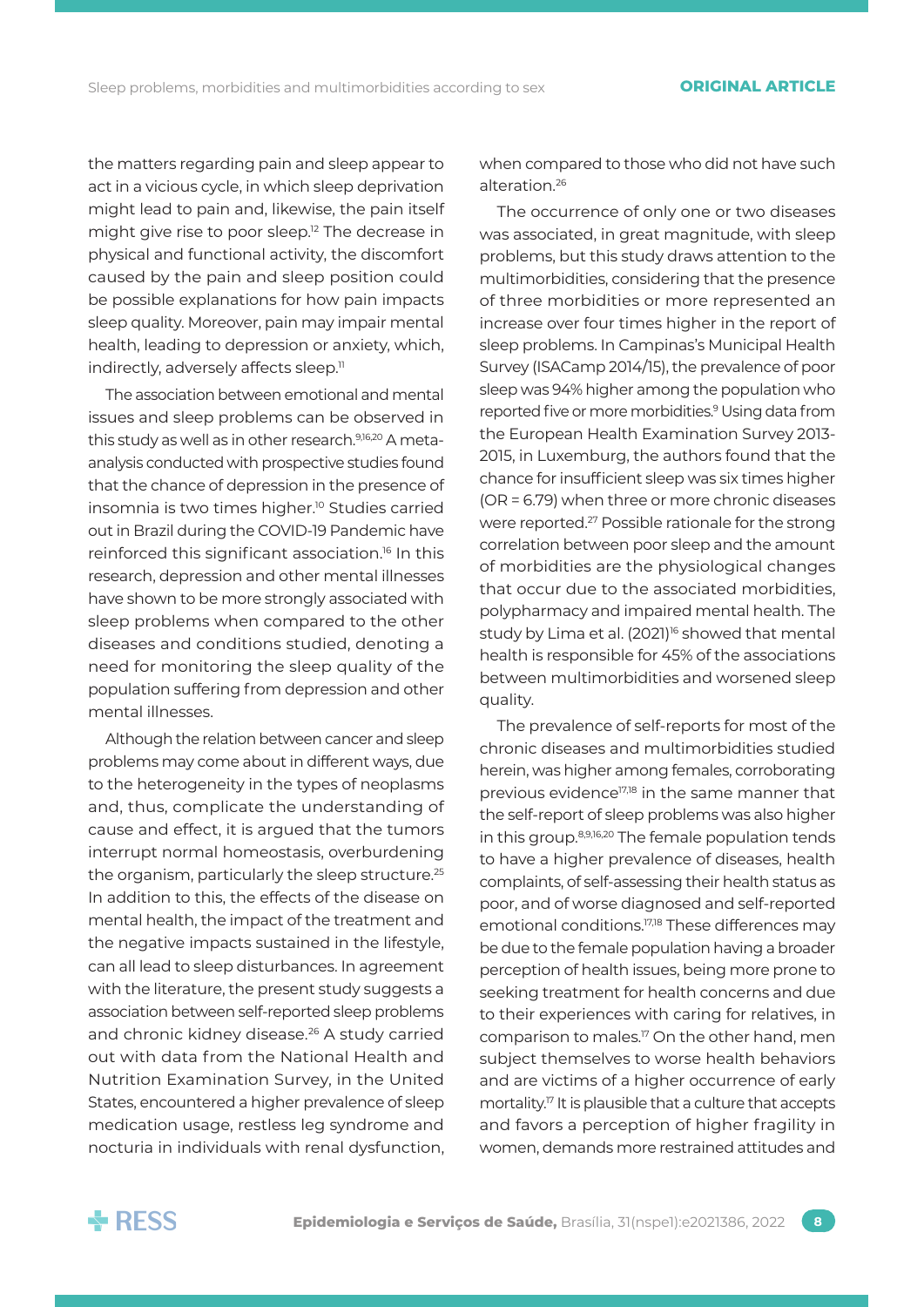the matters regarding pain and sleep appear to act in a vicious cycle, in which sleep deprivation might lead to pain and, likewise, the pain itself might give rise to poor sleep.[12] The decrease in physical and functional activity, the discomfort caused by the pain and sleep position could be possible explanations for how pain impacts sleep quality. Moreover, pain may impair mental health, leading to depression or anxiety, which, indirectly, adversely affects sleep.[11]

The association between emotional and mental issues and sleep problems can be observed in this study as well as in other research.[9,16,20] A meta-analysis conducted with prospective studies found that the chance of depression in the presence of insomnia is two times higher.[10] Studies carried out in Brazil during the COVID-19 Pandemic have reinforced this significant association.[16] In this research, depression and other mental illnesses have shown to be more strongly associated with sleep problems when compared to the other diseases and conditions studied, denoting a need for monitoring the sleep quality of the population suffering from depression and other mental illnesses.

Although the relation between cancer and sleep problems may come about in different ways, due to the heterogeneity in the types of neoplasms and, thus, complicate the understanding of cause and effect, it is argued that the tumors interrupt normal homeostasis, overburdening the organism, particularly the sleep structure.[25] In addition to this, the effects of the disease on mental health, the impact of the treatment and the negative impacts sustained in the lifestyle, can all lead to sleep disturbances. In agreement with the literature, the present study suggests a association between self-reported sleep problems and chronic kidney disease.[26] A study carried out with data from the National Health and Nutrition Examination Survey, in the United States, encountered a higher prevalence of sleep medication usage, restless leg syndrome and nocturia in individuals with renal dysfunction, when compared to those who did not have such alteration.[26]

The occurrence of only one or two diseases was associated, in great magnitude, with sleep problems, but this study draws attention to the multimorbidities, considering that the presence of three morbidities or more represented an increase over four times higher in the report of sleep problems. In Campinas's Municipal Health Survey (ISACamp 2014/15), the prevalence of poor sleep was 94% higher among the population who reported five or more morbidities.[9] Using data from the European Health Examination Survey 2013-2015, in Luxembourg, the authors found that the chance for insufficient sleep was six times higher (OR = 6.79) when three or more chronic diseases were reported.[27] Possible rationale for the strong correlation between poor sleep and the amount of morbidities are the physiological changes that occur due to the associated morbidities, polypharmacy and impaired mental health. The study by Lima et al. (2021)[16] showed that mental health is responsible for 45% of the associations between multimorbidities and worsened sleep quality.

The prevalence of self-reports for most of the chronic diseases and multimorbidities studied herein, was higher among females, corroborating previous evidence[17,18] in the same manner that the self-report of sleep problems was also higher in this group.[8,9,16,20] The female population tends to have a higher prevalence of diseases, health complaints, of self-assessing their health status as poor, and of worse diagnosed and self-reported emotional conditions.[17,18] These differences may be due to the female population having a broader perception of health issues, being more prone to seeking treatment for health concerns and due to their experiences with caring for relatives, in comparison to males.[17] On the other hand, men subject themselves to worse health behaviors and are victims of a higher occurrence of early mortality.[17] It is plausible that a culture that accepts and favors a perception of higher fragility in women, demands more restrained attitudes and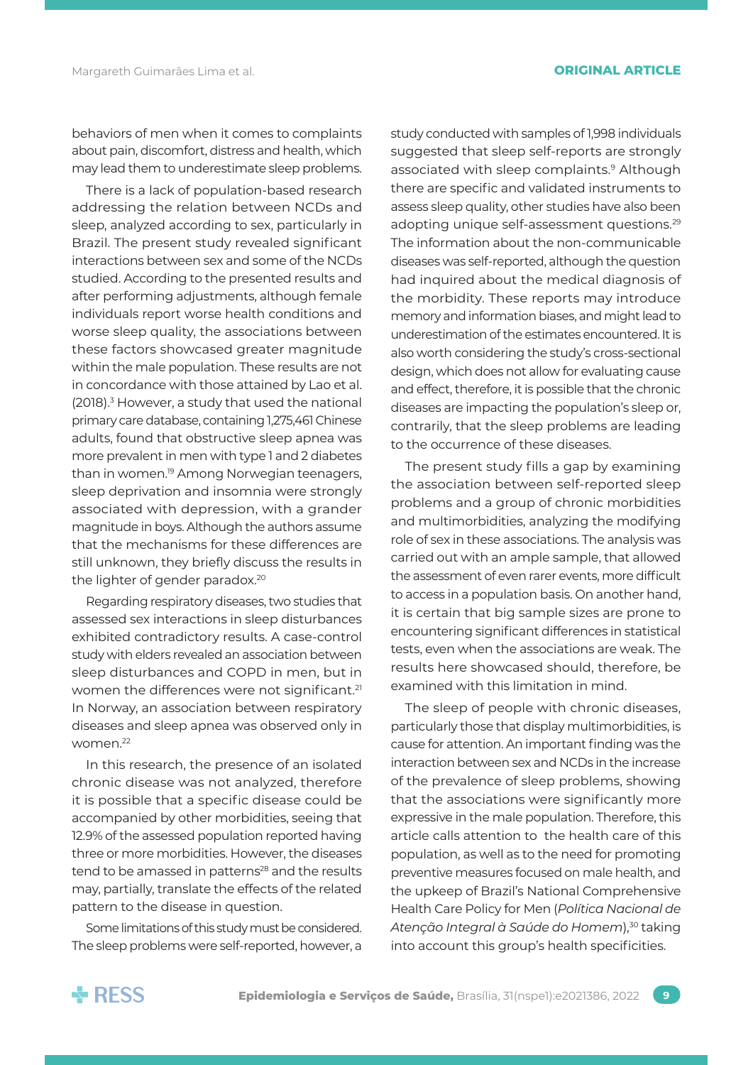behaviors of men when it comes to complaints about pain, discomfort, distress and health, which may lead them to underestimate sleep problems.

There is a lack of population-based research addressing the relation between NCDs and sleep, analyzed according to sex, particularly in Brazil. The present study revealed significant interactions between sex and some of the NCDs studied. According to the presented results and after performing adjustments, although female individuals report worse health conditions and worse sleep quality, the associations between these factors showcased greater magnitude within the male population. These results are not in concordance with those attained by Lao et al. (2018).[3] However, a study that used the national primary care database, containing 1,275,461 Chinese adults, found that obstructive sleep apnea was more prevalent in men with type 1 and 2 diabetes than in women.[19] Among Norwegian teenagers, sleep deprivation and insomnia were strongly associated with depression, with a grander magnitude in boys. Although the authors assume that the mechanisms for these differences are still unknown, they briefly discuss the results in the lighter of gender paradox.[20]

Regarding respiratory diseases, two studies that assessed sex interactions in sleep disturbances exhibited contradictory results. A case-control study with elders revealed an association between sleep disturbances and COPD in men, but in women the differences were not significant.[21] In Norway, an association between respiratory diseases and sleep apnea was observed only in women.[22]

In this research, the presence of an isolated chronic disease was not analyzed, therefore it is possible that a specific disease could be accompanied by other morbidities, seeing that 12.9% of the assessed population reported having three or more morbidities. However, the diseases tend to be amassed in patterns[28] and the results may, partially, translate the effects of the related pattern to the disease in question.

Some limitations of this study must be considered. The sleep problems were self-reported, however, a study conducted with samples of 1,998 individuals suggested that sleep self-reports are strongly associated with sleep complaints.[9] Although there are specific and validated instruments to assess sleep quality, other studies have also been adopting unique self-assessment questions.[29] The information about the non-communicable diseases was self-reported, although the question had inquired about the medical diagnosis of the morbidity. These reports may introduce memory and information biases, and might lead to underestimation of the estimates encountered. It is also worth considering the study's cross-sectional design, which does not allow for evaluating cause and effect, therefore, it is possible that the chronic diseases are impacting the population's sleep or, contrarily, that the sleep problems are leading to the occurrence of these diseases.

The present study fills a gap by examining the association between self-reported sleep problems and a group of chronic morbidities and multimorbidities, analyzing the modifying role of sex in these associations. The analysis was carried out with an ample sample, that allowed the assessment of even rarer events, more difficult to access in a population basis. On another hand, it is certain that big sample sizes are prone to encountering significant differences in statistical tests, even when the associations are weak. The results here showcased should, therefore, be examined with this limitation in mind.

The sleep of people with chronic diseases, particularly those that display multimorbidities, is cause for attention. An important finding was the interaction between sex and NCDs in the increase of the prevalence of sleep problems, showing that the associations were significantly more expressive in the male population. Therefore, this article calls attention to the health care of this population, as well as to the need for promoting preventive measures focused on male health, and the upkeep of Brazil's National Comprehensive Health Care Policy for Men (*Política Nacional de Atenção Integral à Saúde do Homem*),[30] taking into account this group's health specificities.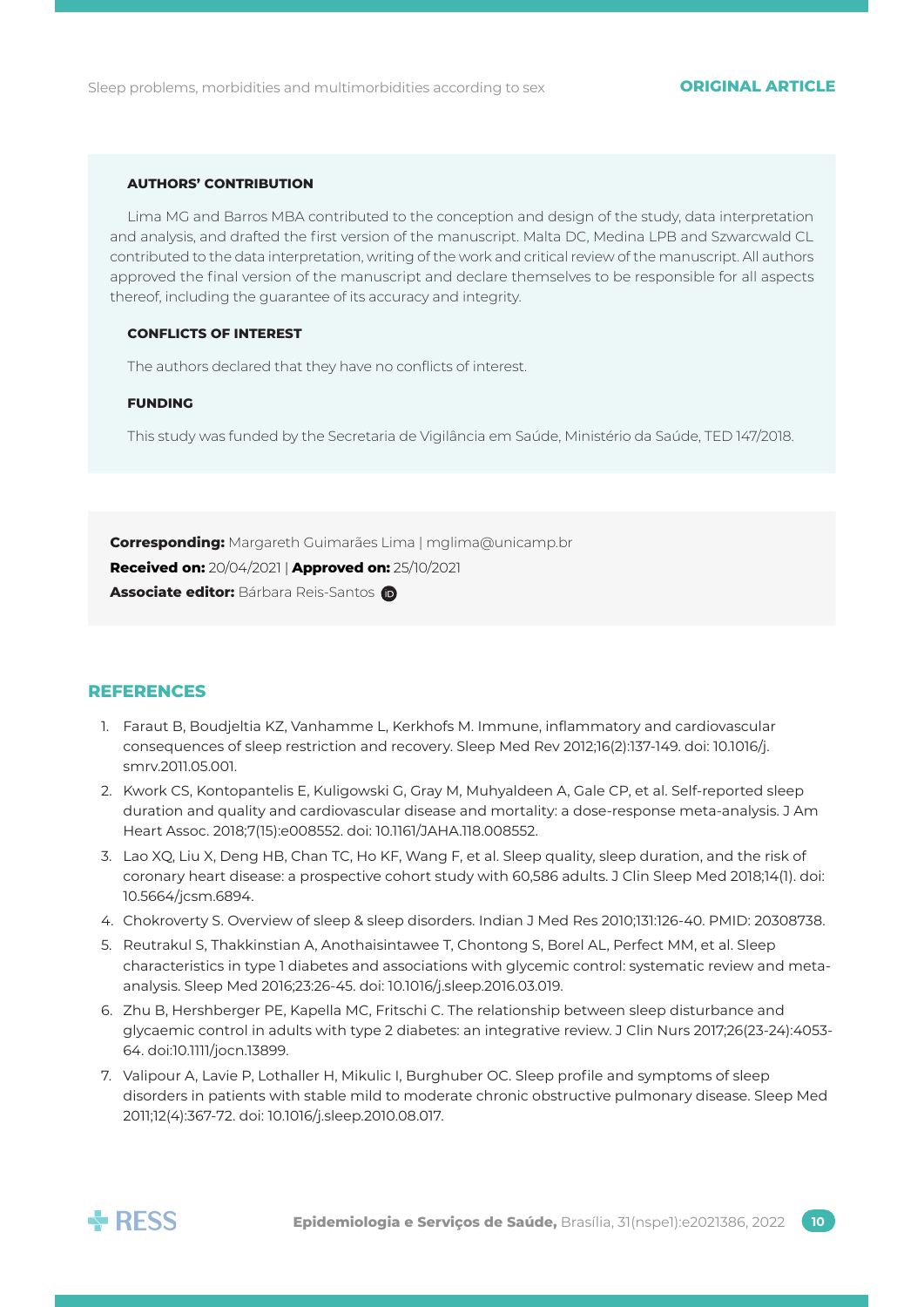#### AUTHORS' CONTRIBUTION

Lima MG and Barros MBA contributed to the conception and design of the study, data interpretation and analysis, and drafted the first version of the manuscript. Malta DC, Medina LPB and Szwarcwald CL contributed to the data interpretation, writing of the work and critical review of the manuscript. All authors approved the final version of the manuscript and declare themselves to be responsible for all aspects thereof, including the guarantee of its accuracy and integrity.

#### CONFLICTS OF INTEREST

The authors declared that they have no conflicts of interest.

#### FUNDING

This study was funded by the Secretaria de Vigilância em Saúde, Ministério da Saúde, TED 147/2018.

**Corresponding:** Margareth Guimarães Lima | mglima@unicamp.br
**Received on:** 20/04/2021 | **Approved on:** 25/10/2021
**Associate editor:** Bárbara Reis-Santos

## REFERENCES

1. Faraut B, Boudjeltia KZ, Vanhamme L, Kerkhofs M. Immune, inflammatory and cardiovascular consequences of sleep restriction and recovery. Sleep Med Rev 2012;16(2):137-149. doi: 10.1016/j.smrv.2011.05.001.
2. Kwork CS, Kontopantelis E, Kuligowski G, Gray M, Muhyaldeen A, Gale CP, et al. Self-reported sleep duration and quality and cardiovascular disease and mortality: a dose-response meta-analysis. J Am Heart Assoc. 2018;7(15):e008552. doi: 10.1161/JAHA.118.008552.
3. Lao XQ, Liu X, Deng HB, Chan TC, Ho KF, Wang F, et al. Sleep quality, sleep duration, and the risk of coronary heart disease: a prospective cohort study with 60,586 adults. J Clin Sleep Med 2018;14(1). doi: 10.5664/jcsm.6894.
4. Chokroverty S. Overview of sleep & sleep disorders. Indian J Med Res 2010;131:126-40. PMID: 20308738.
5. Reutrakul S, Thakkinstian A, Anothaisintawee T, Chontong S, Borel AL, Perfect MM, et al. Sleep characteristics in type 1 diabetes and associations with glycemic control: systematic review and meta-analysis. Sleep Med 2016;23:26-45. doi: 10.1016/j.sleep.2016.03.019.
6. Zhu B, Hershberger PE, Kapella MC, Fritschi C. The relationship between sleep disturbance and glycaemic control in adults with type 2 diabetes: an integrative review. J Clin Nurs 2017;26(23-24):4053-64. doi:10.1111/jocn.13899.
7. Valipour A, Lavie P, Lothaller H, Mikulic I, Burghuber OC. Sleep profile and symptoms of sleep disorders in patients with stable mild to moderate chronic obstructive pulmonary disease. Sleep Med 2011;12(4):367-72. doi: 10.1016/j.sleep.2010.08.017.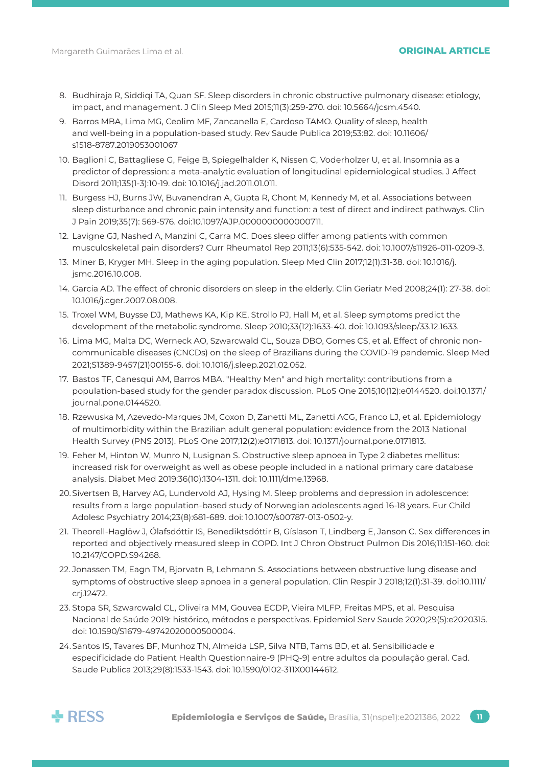8. Budhiraja R, Siddiqi TA, Quan SF. Sleep disorders in chronic obstructive pulmonary disease: etiology, impact, and management. J Clin Sleep Med 2015;11(3):259-270. doi: 10.5664/jcsm.4540.
9. Barros MBA, Lima MG, Ceolim MF, Zancanella E, Cardoso TAMO. Quality of sleep, health and well-being in a population-based study. Rev Saude Publica 2019;53:82. doi: 10.11606/s1518-8787.2019053001067
10. Baglioni C, Battagliese G, Feige B, Spiegelhalder K, Nissen C, Voderholzer U, et al. Insomnia as a predictor of depression: a meta-analytic evaluation of longitudinal epidemiological studies. J Affect Disord 2011;135(1-3):10-19. doi: 10.1016/j.jad.2011.01.011.
11. Burgess HJ, Burns JW, Buvanendran A, Gupta R, Chont M, Kennedy M, et al. Associations between sleep disturbance and chronic pain intensity and function: a test of direct and indirect pathways. Clin J Pain 2019;35(7): 569-576. doi:10.1097/AJP.0000000000000711.
12. Lavigne GJ, Nashed A, Manzini C, Carra MC. Does sleep differ among patients with common musculoskeletal pain disorders? Curr Rheumatol Rep 2011;13(6):535-542. doi: 10.1007/s11926-011-0209-3.
13. Miner B, Kryger MH. Sleep in the aging population. Sleep Med Clin 2017;12(1):31-38. doi: 10.1016/j.jsmc.2016.10.008.
14. Garcia AD. The effect of chronic disorders on sleep in the elderly. Clin Geriatr Med 2008;24(1): 27-38. doi: 10.1016/j.cger.2007.08.008.
15. Troxel WM, Buysse DJ, Mathews KA, Kip KE, Strollo PJ, Hall M, et al. Sleep symptoms predict the development of the metabolic syndrome. Sleep 2010;33(12):1633-40. doi: 10.1093/sleep/33.12.1633.
16. Lima MG, Malta DC, Werneck AO, Szwarcwald CL, Souza DBO, Gomes CS, et al. Effect of chronic non-communicable diseases (CNCDs) on the sleep of Brazilians during the COVID-19 pandemic. Sleep Med 2021;S1389-9457(21)00155-6. doi: 10.1016/j.sleep.2021.02.052.
17. Bastos TF, Canesqui AM, Barros MBA. "Healthy Men" and high mortality: contributions from a population-based study for the gender paradox discussion. PLoS One 2015;10(12):e0144520. doi:10.1371/journal.pone.0144520.
18. Rzewuska M, Azevedo-Marques JM, Coxon D, Zanetti ML, Zanetti ACG, Franco LJ, et al. Epidemiology of multimorbidity within the Brazilian adult general population: evidence from the 2013 National Health Survey (PNS 2013). PLoS One 2017;12(2):e0171813. doi: 10.1371/journal.pone.0171813.
19. Feher M, Hinton W, Munro N, Lusignan S. Obstructive sleep apnoea in Type 2 diabetes mellitus: increased risk for overweight as well as obese people included in a national primary care database analysis. Diabet Med 2019;36(10):1304-1311. doi: 10.1111/dme.13968.
20. Sivertsen B, Harvey AG, Lundervold AJ, Hysing M. Sleep problems and depression in adolescence: results from a large population-based study of Norwegian adolescents aged 16-18 years. Eur Child Adolesc Psychiatry 2014;23(8):681-689. doi: 10.1007/s00787-013-0502-y.
21. Theorell-Haglöw J, Ólafsdóttir IS, Benediktsdóttir B, Gíslason T, Lindberg E, Janson C. Sex differences in reported and objectively measured sleep in COPD. Int J Chron Obstruct Pulmon Dis 2016;11:151-160. doi: 10.2147/COPD.S94268.
22. Jonassen TM, Eagn TM, Bjorvatn B, Lehmann S. Associations between obstructive lung disease and symptoms of obstructive sleep apnoea in a general population. Clin Respir J 2018;12(1):31-39. doi:10.1111/crj.12472.
23. Stopa SR, Szwarcwald CL, Oliveira MM, Gouvea ECDP, Vieira MLFP, Freitas MPS, et al. Pesquisa Nacional de Saúde 2019: histórico, métodos e perspectivas. Epidemiol Serv Saude 2020;29(5):e2020315. doi: 10.1590/S1679-49742020000500004.
24. Santos IS, Tavares BF, Munhoz TN, Almeida LSP, Silva NTB, Tams BD, et al. Sensibilidade e especificidade do Patient Health Questionnaire-9 (PHQ-9) entre adultos da população geral. Cad. Saude Publica 2013;29(8):1533-1543. doi: 10.1590/0102-311X00144612.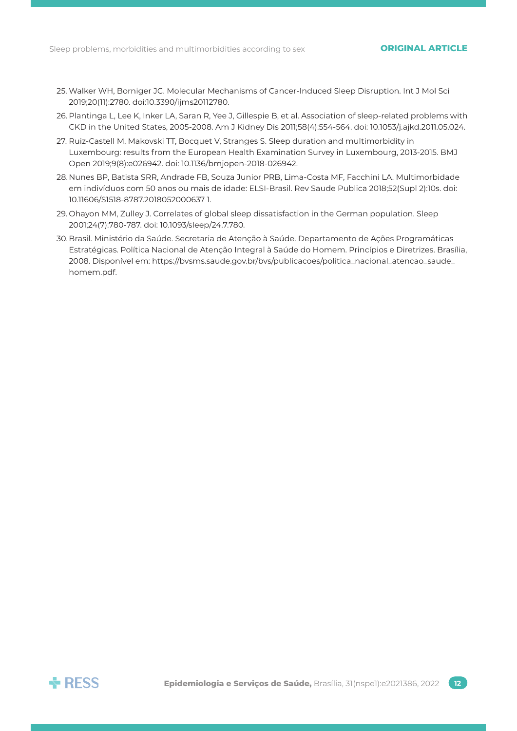25. Walker WH, Borniger JC. Molecular Mechanisms of Cancer-Induced Sleep Disruption. Int J Mol Sci 2019;20(11):2780. doi:10.3390/ijms20112780.
26. Plantinga L, Lee K, Inker LA, Saran R, Yee J, Gillespie B, et al. Association of sleep-related problems with CKD in the United States, 2005-2008. Am J Kidney Dis 2011;58(4):554-564. doi: 10.1053/j.ajkd.2011.05.024.
27. Ruiz-Castell M, Makovski TT, Bocquet V, Stranges S. Sleep duration and multimorbidity in Luxembourg: results from the European Health Examination Survey in Luxembourg, 2013-2015. BMJ Open 2019;9(8):e026942. doi: 10.1136/bmjopen-2018-026942.
28. Nunes BP, Batista SRR, Andrade FB, Souza Junior PRB, Lima-Costa MF, Facchini LA. Multimorbidade em indivíduos com 50 anos ou mais de idade: ELSI-Brasil. Rev Saude Publica 2018;52(Supl 2):10s. doi: 10.11606/S1518-8787.2018052000637 1.
29. Ohayon MM, Zulley J. Correlates of global sleep dissatisfaction in the German population. Sleep 2001;24(7):780-787. doi: 10.1093/sleep/24.7.780.
30. Brasil. Ministério da Saúde. Secretaria de Atenção à Saúde. Departamento de Ações Programáticas Estratégicas. Política Nacional de Atenção Integral à Saúde do Homem. Princípios e Diretrizes. Brasília, 2008. Disponível em: https://bvsms.saude.gov.br/bvs/publicacoes/politica_nacional_atencao_saude_homem.pdf.